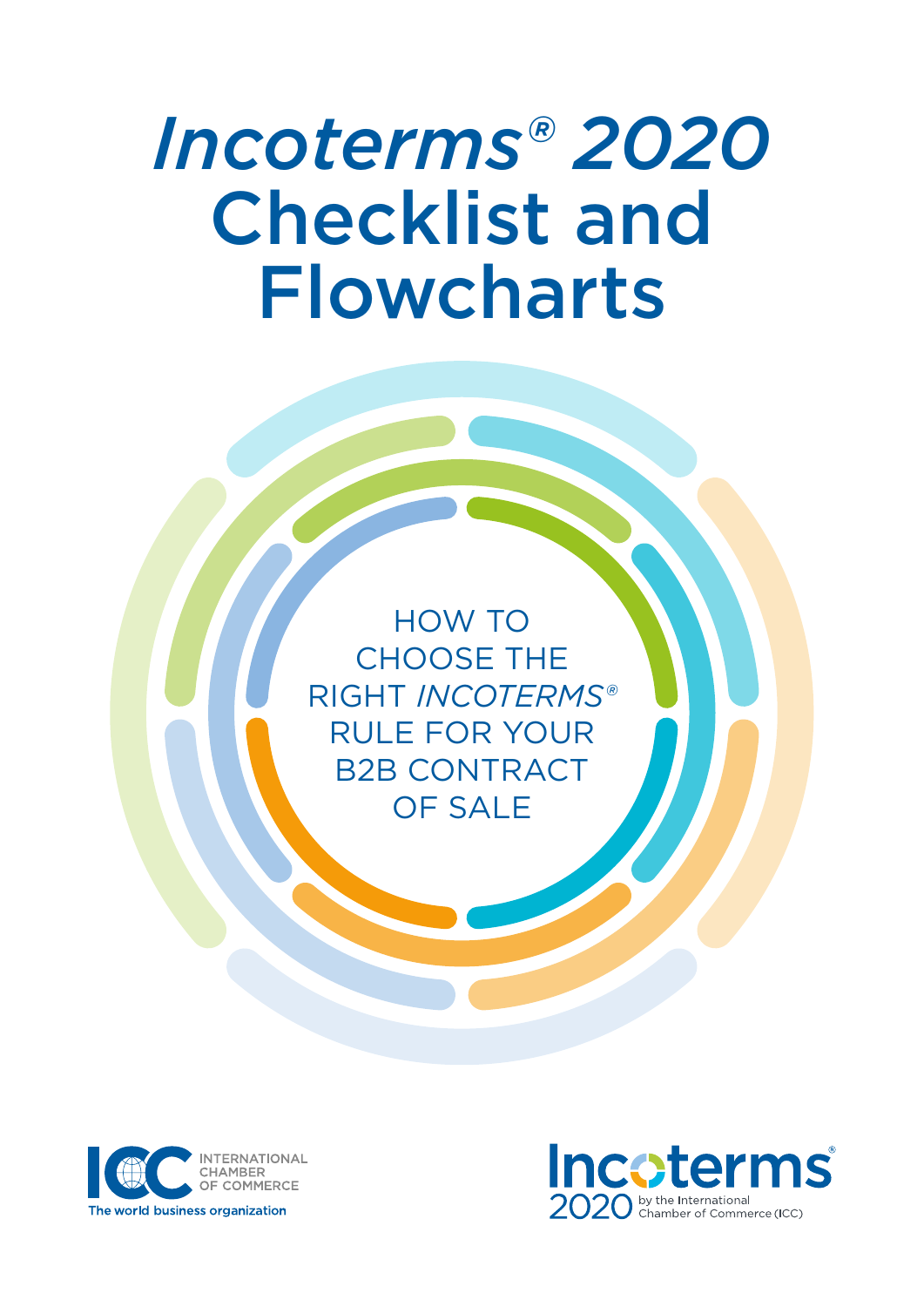# *Incoterms® 2020* Checklist and Flowcharts

HOW TO CHOOSE THE RIGHT *INCOTERMS®* RULE FOR YOUR B2B CONTRACT OF SALE

INTERNATIONAL CHAMBER OF COMMERCE
The world business organization

Incoterms® 2020 by the International Chamber of Commerce (ICC)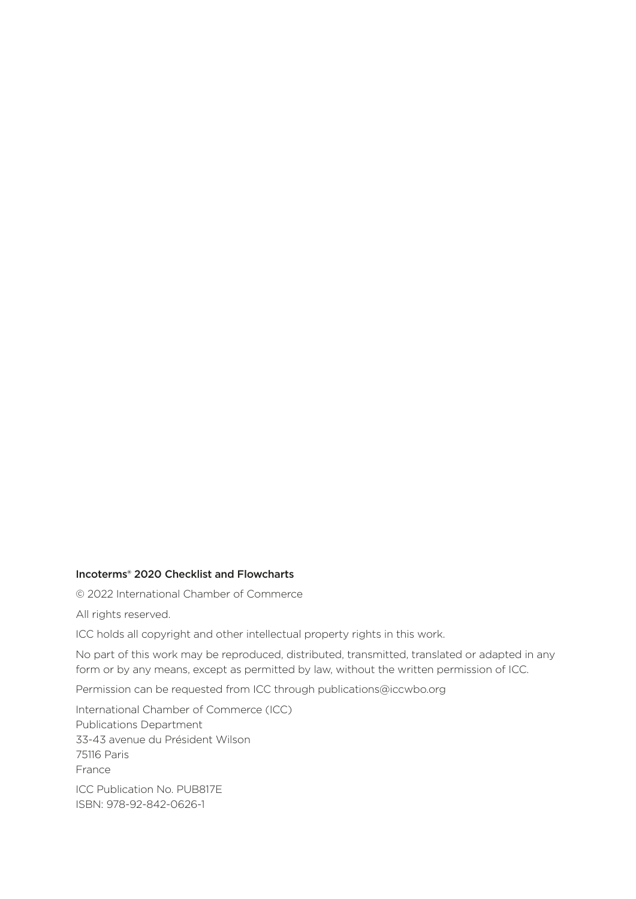**Incoterms® 2020 Checklist and Flowcharts**

© 2022 International Chamber of Commerce

All rights reserved.

ICC holds all copyright and other intellectual property rights in this work.

No part of this work may be reproduced, distributed, transmitted, translated or adapted in any form or by any means, except as permitted by law, without the written permission of ICC.

Permission can be requested from ICC through publications@iccwbo.org

International Chamber of Commerce (ICC)
Publications Department
33-43 avenue du Président Wilson
75116 Paris
France

ICC Publication No. PUB817E
ISBN: 978-92-842-0626-1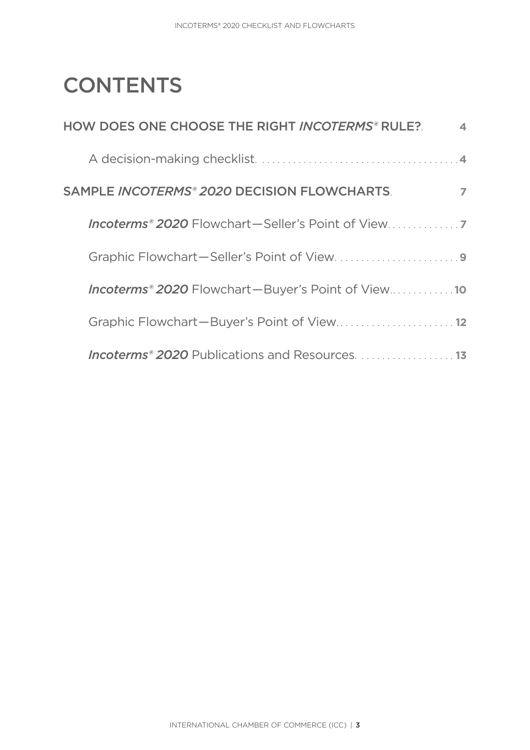# CONTENTS

**HOW DOES ONE CHOOSE THE RIGHT *INCOTERMS®* RULE?** 4

- A decision-making checklist. 4

**SAMPLE *INCOTERMS® 2020* DECISION FLOWCHARTS** 7

- ***Incoterms® 2020*** Flowchart—Seller's Point of View 7
- Graphic Flowchart—Seller's Point of View 9
- ***Incoterms® 2020*** Flowchart—Buyer's Point of View 10
- Graphic Flowchart—Buyer's Point of View 12
- ***Incoterms® 2020*** Publications and Resources 13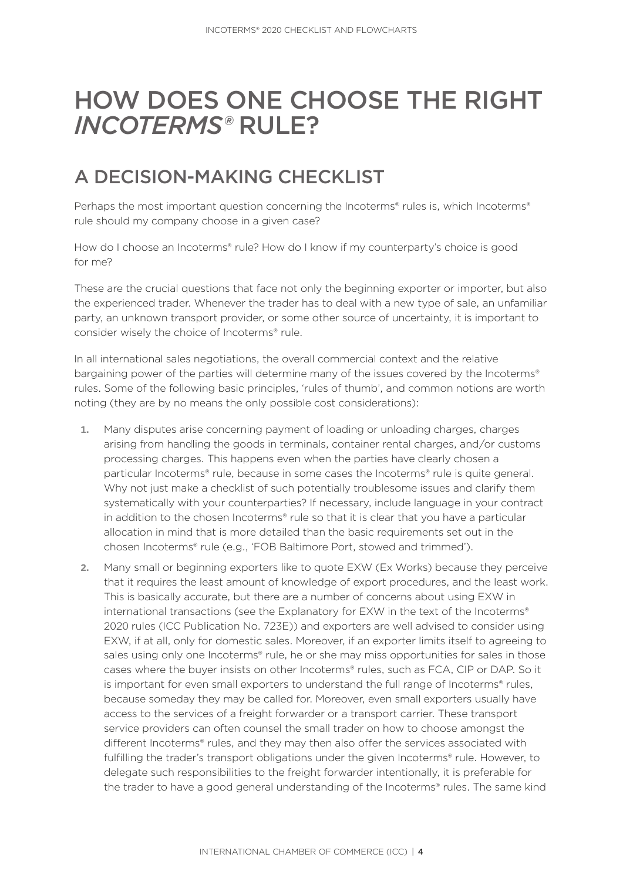# HOW DOES ONE CHOOSE THE RIGHT *INCOTERMS®* RULE?

## A DECISION-MAKING CHECKLIST

Perhaps the most important question concerning the Incoterms® rules is, which Incoterms® rule should my company choose in a given case?

How do I choose an Incoterms® rule? How do I know if my counterparty's choice is good for me?

These are the crucial questions that face not only the beginning exporter or importer, but also the experienced trader. Whenever the trader has to deal with a new type of sale, an unfamiliar party, an unknown transport provider, or some other source of uncertainty, it is important to consider wisely the choice of Incoterms® rule.

In all international sales negotiations, the overall commercial context and the relative bargaining power of the parties will determine many of the issues covered by the Incoterms® rules. Some of the following basic principles, 'rules of thumb', and common notions are worth noting (they are by no means the only possible cost considerations):

1. Many disputes arise concerning payment of loading or unloading charges, charges arising from handling the goods in terminals, container rental charges, and/or customs processing charges. This happens even when the parties have clearly chosen a particular Incoterms® rule, because in some cases the Incoterms® rule is quite general. Why not just make a checklist of such potentially troublesome issues and clarify them systematically with your counterparties? If necessary, include language in your contract in addition to the chosen Incoterms® rule so that it is clear that you have a particular allocation in mind that is more detailed than the basic requirements set out in the chosen Incoterms® rule (e.g., 'FOB Baltimore Port, stowed and trimmed').

2. Many small or beginning exporters like to quote EXW (Ex Works) because they perceive that it requires the least amount of knowledge of export procedures, and the least work. This is basically accurate, but there are a number of concerns about using EXW in international transactions (see the Explanatory for EXW in the text of the Incoterms® 2020 rules (ICC Publication No. 723E)) and exporters are well advised to consider using EXW, if at all, only for domestic sales. Moreover, if an exporter limits itself to agreeing to sales using only one Incoterms® rule, he or she may miss opportunities for sales in those cases where the buyer insists on other Incoterms® rules, such as FCA, CIP or DAP. So it is important for even small exporters to understand the full range of Incoterms® rules, because someday they may be called for. Moreover, even small exporters usually have access to the services of a freight forwarder or a transport carrier. These transport service providers can often counsel the small trader on how to choose amongst the different Incoterms® rules, and they may then also offer the services associated with fulfilling the trader's transport obligations under the given Incoterms® rule. However, to delegate such responsibilities to the freight forwarder intentionally, it is preferable for the trader to have a good general understanding of the Incoterms® rules. The same kind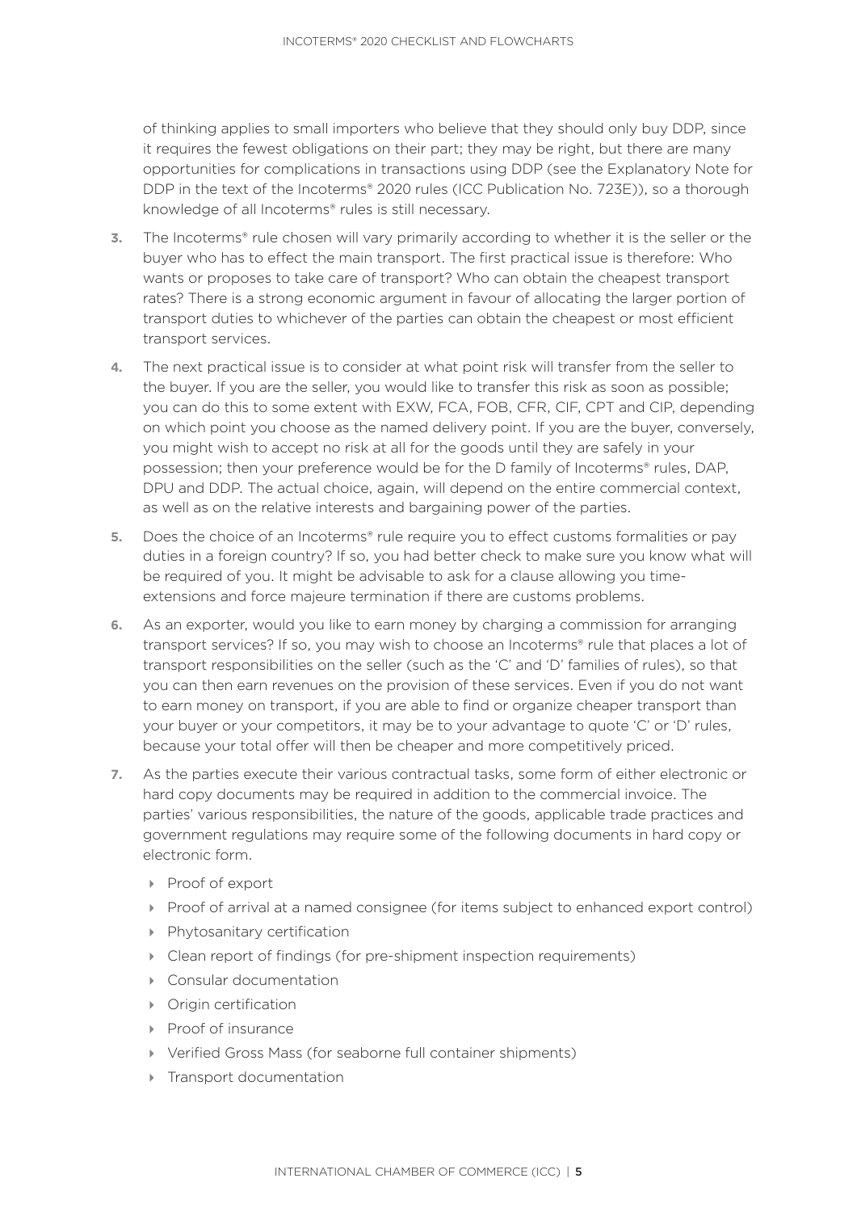of thinking applies to small importers who believe that they should only buy DDP, since it requires the fewest obligations on their part; they may be right, but there are many opportunities for complications in transactions using DDP (see the Explanatory Note for DDP in the text of the Incoterms® 2020 rules (ICC Publication No. 723E)), so a thorough knowledge of all Incoterms® rules is still necessary.

3. The Incoterms® rule chosen will vary primarily according to whether it is the seller or the buyer who has to effect the main transport. The first practical issue is therefore: Who wants or proposes to take care of transport? Who can obtain the cheapest transport rates? There is a strong economic argument in favour of allocating the larger portion of transport duties to whichever of the parties can obtain the cheapest or most efficient transport services.

4. The next practical issue is to consider at what point risk will transfer from the seller to the buyer. If you are the seller, you would like to transfer this risk as soon as possible; you can do this to some extent with EXW, FCA, FOB, CFR, CIF, CPT and CIP, depending on which point you choose as the named delivery point. If you are the buyer, conversely, you might wish to accept no risk at all for the goods until they are safely in your possession; then your preference would be for the D family of Incoterms® rules, DAP, DPU and DDP. The actual choice, again, will depend on the entire commercial context, as well as on the relative interests and bargaining power of the parties.

5. Does the choice of an Incoterms® rule require you to effect customs formalities or pay duties in a foreign country? If so, you had better check to make sure you know what will be required of you. It might be advisable to ask for a clause allowing you time-extensions and force majeure termination if there are customs problems.

6. As an exporter, would you like to earn money by charging a commission for arranging transport services? If so, you may wish to choose an Incoterms® rule that places a lot of transport responsibilities on the seller (such as the 'C' and 'D' families of rules), so that you can then earn revenues on the provision of these services. Even if you do not want to earn money on transport, if you are able to find or organize cheaper transport than your buyer or your competitors, it may be to your advantage to quote 'C' or 'D' rules, because your total offer will then be cheaper and more competitively priced.

7. As the parties execute their various contractual tasks, some form of either electronic or hard copy documents may be required in addition to the commercial invoice. The parties' various responsibilities, the nature of the goods, applicable trade practices and government regulations may require some of the following documents in hard copy or electronic form.
   - Proof of export
   - Proof of arrival at a named consignee (for items subject to enhanced export control)
   - Phytosanitary certification
   - Clean report of findings (for pre-shipment inspection requirements)
   - Consular documentation
   - Origin certification
   - Proof of insurance
   - Verified Gross Mass (for seaborne full container shipments)
   - Transport documentation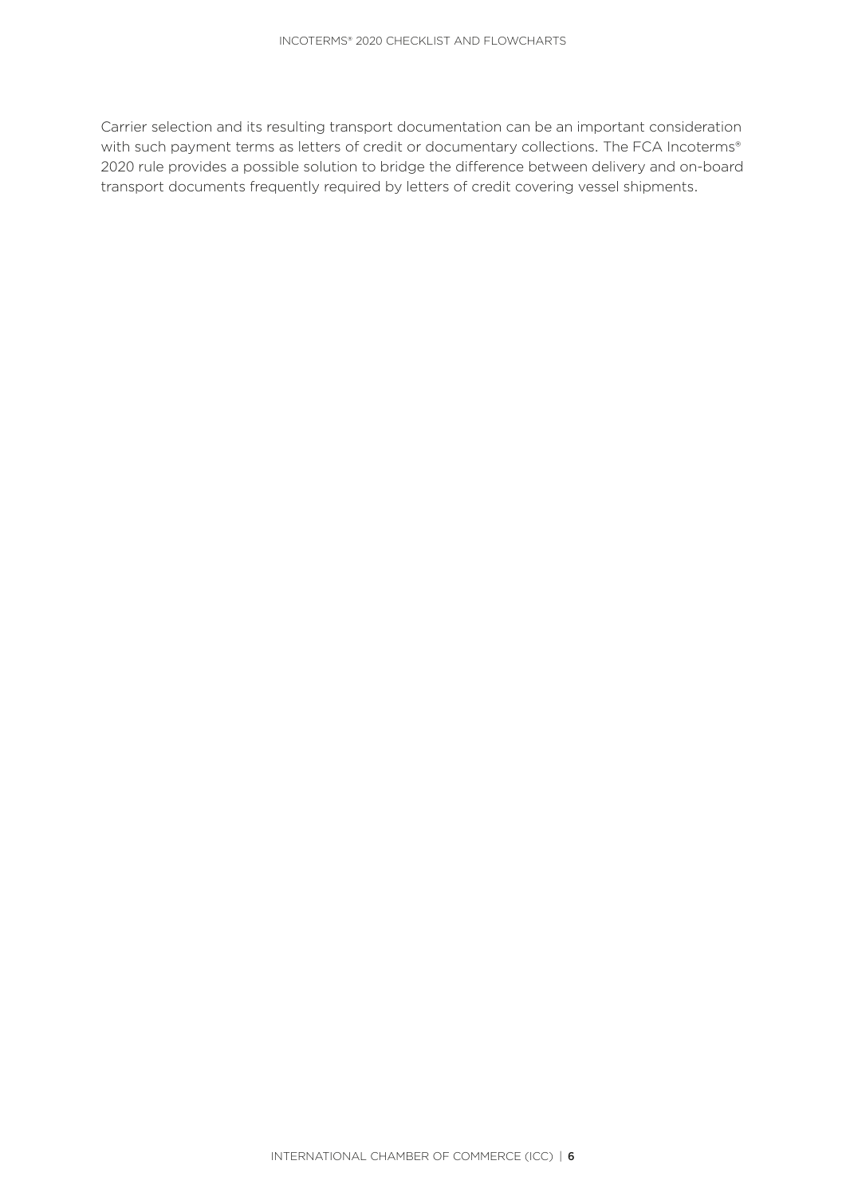Carrier selection and its resulting transport documentation can be an important consideration with such payment terms as letters of credit or documentary collections. The FCA Incoterms® 2020 rule provides a possible solution to bridge the difference between delivery and on-board transport documents frequently required by letters of credit covering vessel shipments.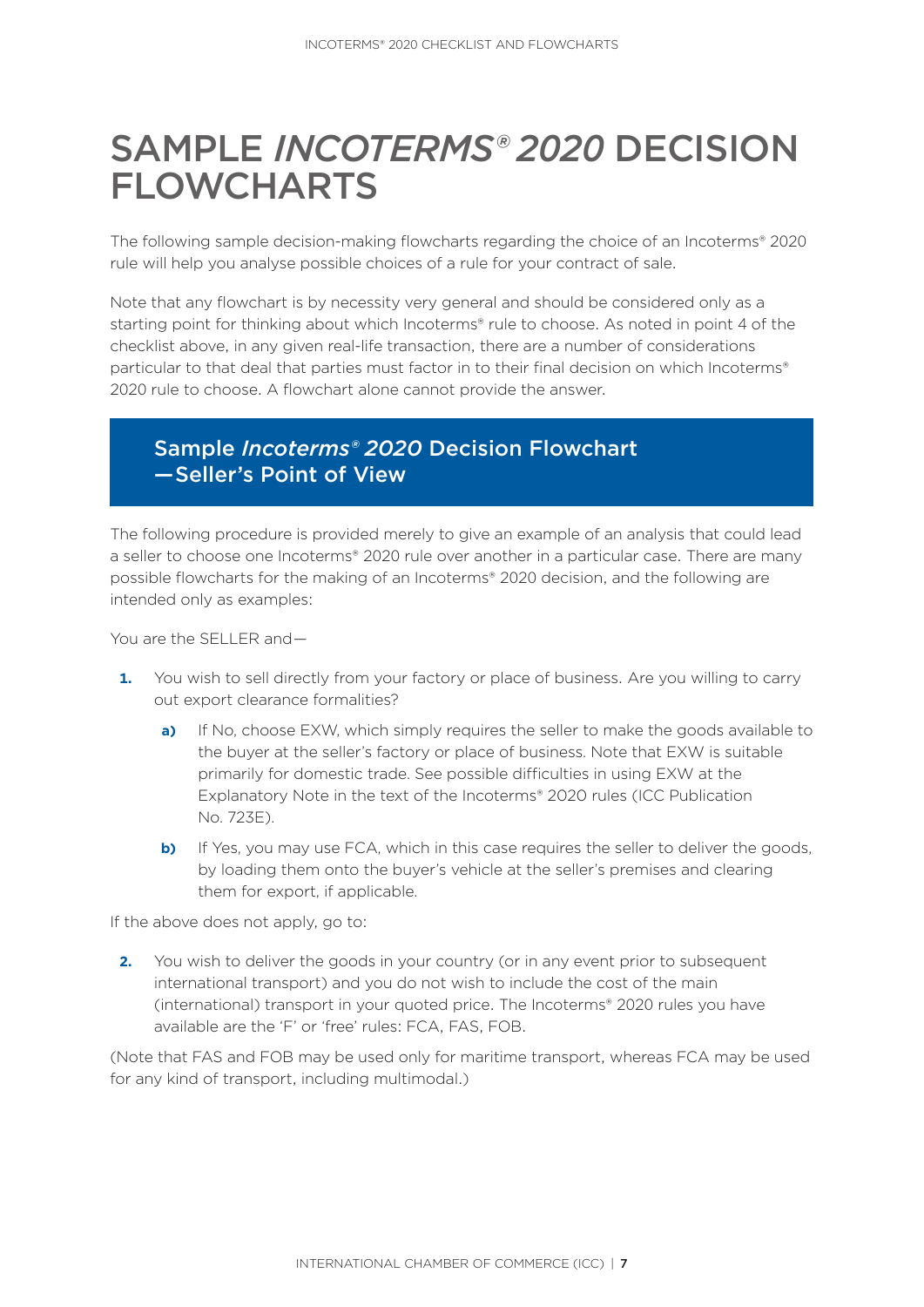# SAMPLE *INCOTERMS® 2020* DECISION FLOWCHARTS

The following sample decision-making flowcharts regarding the choice of an Incoterms® 2020 rule will help you analyse possible choices of a rule for your contract of sale.

Note that any flowchart is by necessity very general and should be considered only as a starting point for thinking about which Incoterms® rule to choose. As noted in point 4 of the checklist above, in any given real-life transaction, there are a number of considerations particular to that deal that parties must factor in to their final decision on which Incoterms® 2020 rule to choose. A flowchart alone cannot provide the answer.

## Sample *Incoterms® 2020* Decision Flowchart —Seller's Point of View

The following procedure is provided merely to give an example of an analysis that could lead a seller to choose one Incoterms® 2020 rule over another in a particular case. There are many possible flowcharts for the making of an Incoterms® 2020 decision, and the following are intended only as examples:

You are the SELLER and—

1. You wish to sell directly from your factory or place of business. Are you willing to carry out export clearance formalities?
   - **a)** If No, choose EXW, which simply requires the seller to make the goods available to the buyer at the seller's factory or place of business. Note that EXW is suitable primarily for domestic trade. See possible difficulties in using EXW at the Explanatory Note in the text of the Incoterms® 2020 rules (ICC Publication No. 723E).
   - **b)** If Yes, you may use FCA, which in this case requires the seller to deliver the goods, by loading them onto the buyer's vehicle at the seller's premises and clearing them for export, if applicable.

If the above does not apply, go to:

2. You wish to deliver the goods in your country (or in any event prior to subsequent international transport) and you do not wish to include the cost of the main (international) transport in your quoted price. The Incoterms® 2020 rules you have available are the 'F' or 'free' rules: FCA, FAS, FOB.

(Note that FAS and FOB may be used only for maritime transport, whereas FCA may be used for any kind of transport, including multimodal.)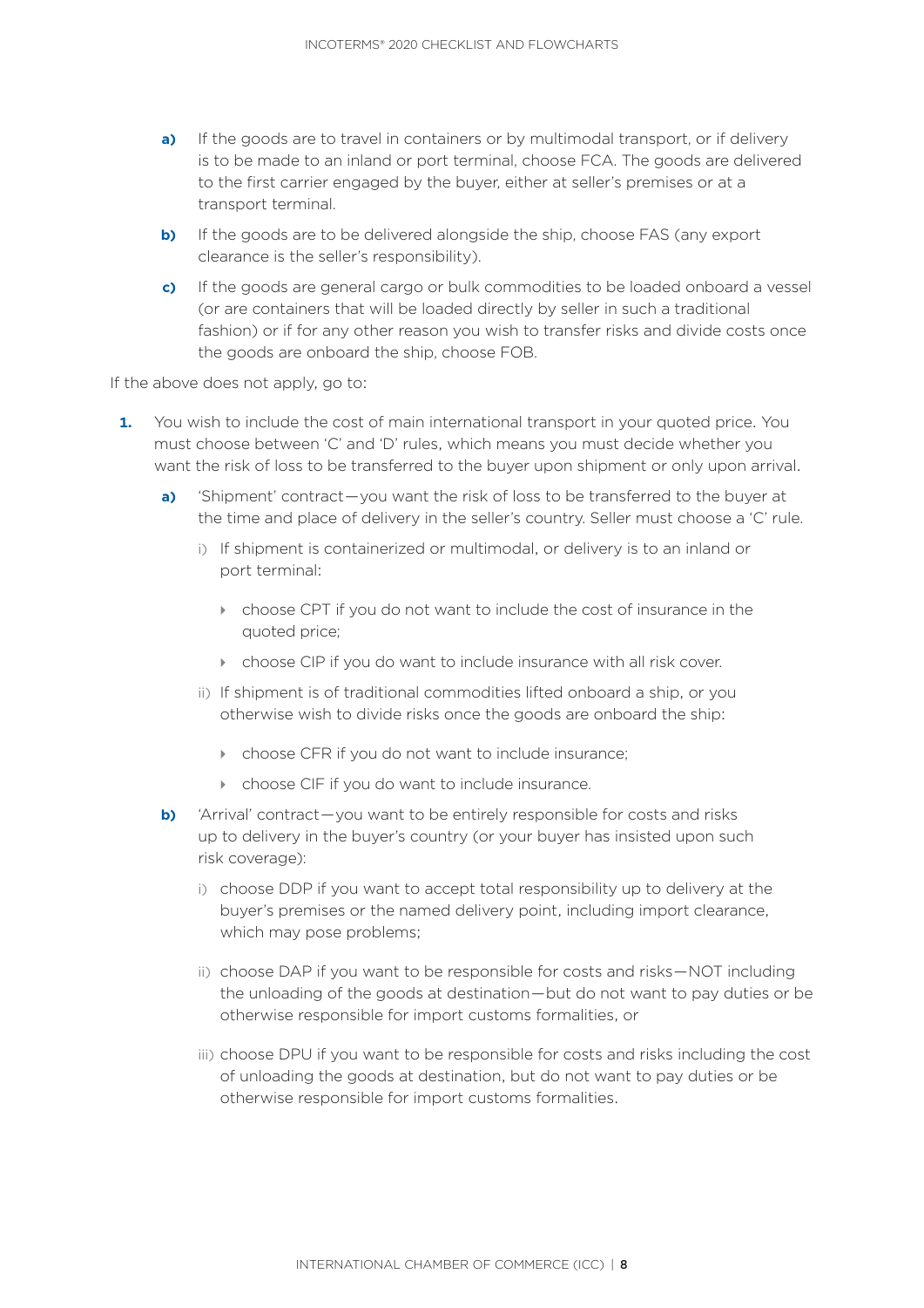- **a)** If the goods are to travel in containers or by multimodal transport, or if delivery is to be made to an inland or port terminal, choose FCA. The goods are delivered to the first carrier engaged by the buyer, either at seller's premises or at a transport terminal.
- **b)** If the goods are to be delivered alongside the ship, choose FAS (any export clearance is the seller's responsibility).
- **c)** If the goods are general cargo or bulk commodities to be loaded onboard a vessel (or are containers that will be loaded directly by seller in such a traditional fashion) or if for any other reason you wish to transfer risks and divide costs once the goods are onboard the ship, choose FOB.

If the above does not apply, go to:

1. You wish to include the cost of main international transport in your quoted price. You must choose between 'C' and 'D' rules, which means you must decide whether you want the risk of loss to be transferred to the buyer upon shipment or only upon arrival.
   - **a)** 'Shipment' contract—you want the risk of loss to be transferred to the buyer at the time and place of delivery in the seller's country. Seller must choose a 'C' rule.
     - i) If shipment is containerized or multimodal, or delivery is to an inland or port terminal:
       - choose CPT if you do not want to include the cost of insurance in the quoted price;
       - choose CIP if you do want to include insurance with all risk cover.
     - ii) If shipment is of traditional commodities lifted onboard a ship, or you otherwise wish to divide risks once the goods are onboard the ship:
       - choose CFR if you do not want to include insurance;
       - choose CIF if you do want to include insurance.
   - **b)** 'Arrival' contract—you want to be entirely responsible for costs and risks up to delivery in the buyer's country (or your buyer has insisted upon such risk coverage):
     - i) choose DDP if you want to accept total responsibility up to delivery at the buyer's premises or the named delivery point, including import clearance, which may pose problems;
     - ii) choose DAP if you want to be responsible for costs and risks—NOT including the unloading of the goods at destination—but do not want to pay duties or be otherwise responsible for import customs formalities, or
     - iii) choose DPU if you want to be responsible for costs and risks including the cost of unloading the goods at destination, but do not want to pay duties or be otherwise responsible for import customs formalities.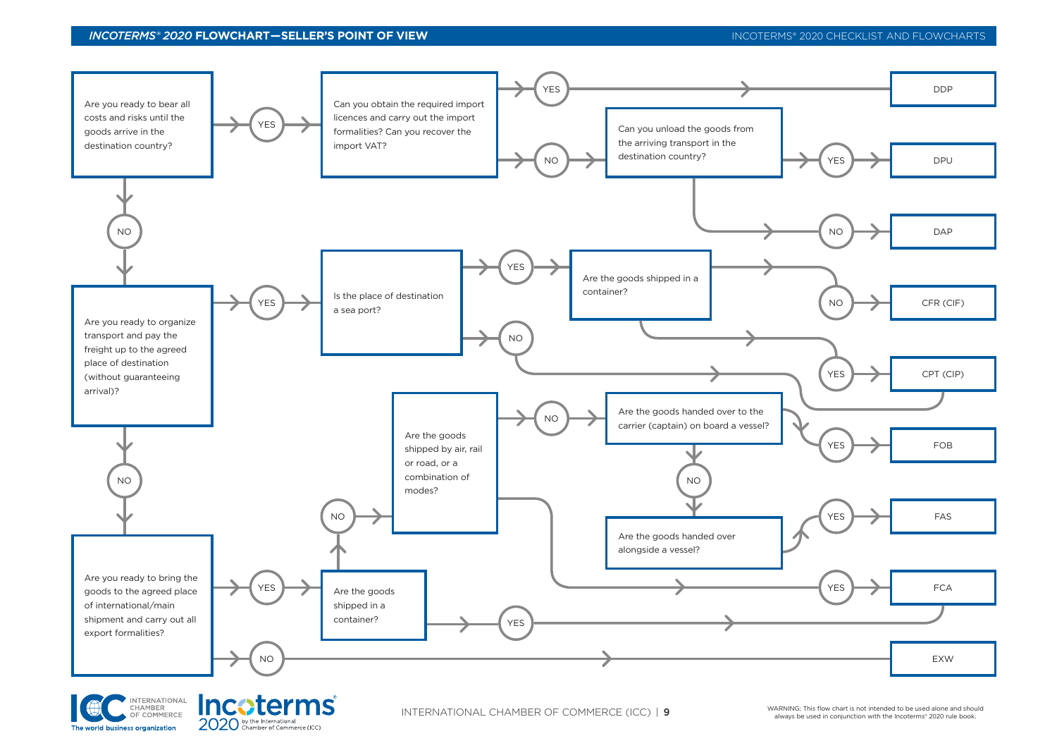## *INCOTERMS® 2020* FLOWCHART—SELLER'S POINT OF VIEW

**Are you ready to bear all costs and risks until the goods arrive in the destination country?**

- YES → **Can you obtain the required import licences and carry out the import formalities? Can you recover the import VAT?**
  - YES → **DDP**
  - NO → **Can you unload the goods from the arriving transport in the destination country?**
    - YES → **DPU**
    - NO → **DAP**
- NO → **Are you ready to organize transport and pay the freight up to the agreed place of destination (without guaranteeing arrival)?**
  - YES → **Is the place of destination a sea port?**
    - YES → **Are the goods shipped in a container?**
      - NO → **CFR (CIF)**
      - YES → **CPT (CIP)**
    - NO → **CPT (CIP)**
  - NO → **Are you ready to bring the goods to the agreed place of international/main shipment and carry out all export formalities?**
    - YES → **Are the goods shipped in a container?**
      - YES → **FCA**
      - NO → **Are the goods shipped by air, rail or road, or a combination of modes?**
        - YES → **FCA**
        - NO → **Are the goods handed over to the carrier (captain) on board a vessel?**
          - YES → **FOB**
          - NO → **Are the goods handed over alongside a vessel?**
            - YES → **FAS**
    - NO → **EXW**

WARNING: This flow chart is not intended to be used alone and should always be used in conjunction with the Incoterms® 2020 rule book.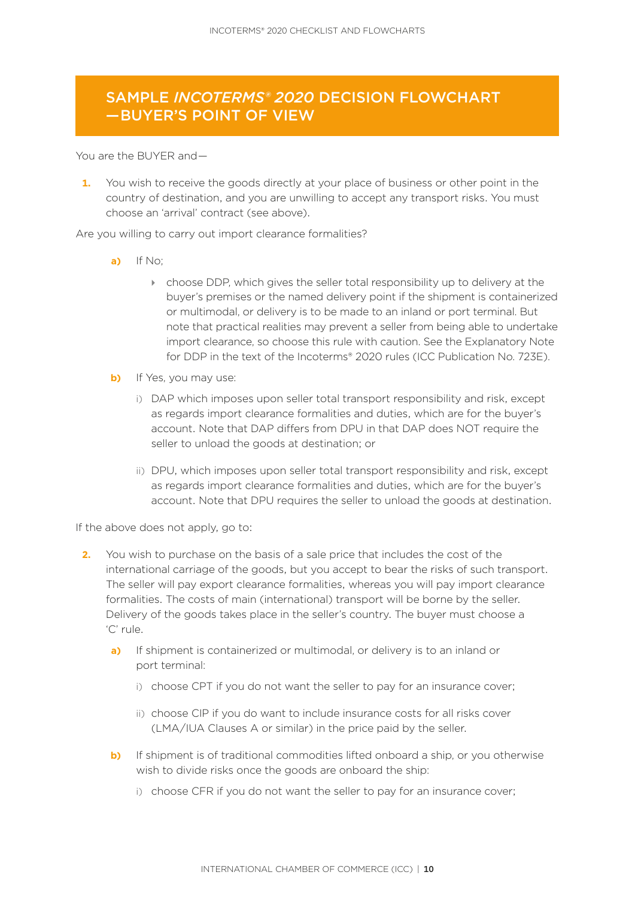## SAMPLE *INCOTERMS® 2020* DECISION FLOWCHART —BUYER'S POINT OF VIEW

You are the BUYER and—

**1.** You wish to receive the goods directly at your place of business or other point in the country of destination, and you are unwilling to accept any transport risks. You must choose an 'arrival' contract (see above).

Are you willing to carry out import clearance formalities?

- **a)** If No;
  - choose DDP, which gives the seller total responsibility up to delivery at the buyer's premises or the named delivery point if the shipment is containerized or multimodal, or delivery is to be made to an inland or port terminal. But note that practical realities may prevent a seller from being able to undertake import clearance, so choose this rule with caution. See the Explanatory Note for DDP in the text of the Incoterms® 2020 rules (ICC Publication No. 723E).
- **b)** If Yes, you may use:
  - i) DAP which imposes upon seller total transport responsibility and risk, except as regards import clearance formalities and duties, which are for the buyer's account. Note that DAP differs from DPU in that DAP does NOT require the seller to unload the goods at destination; or
  - ii) DPU, which imposes upon seller total transport responsibility and risk, except as regards import clearance formalities and duties, which are for the buyer's account. Note that DPU requires the seller to unload the goods at destination.

If the above does not apply, go to:

**2.** You wish to purchase on the basis of a sale price that includes the cost of the international carriage of the goods, but you accept to bear the risks of such transport. The seller will pay export clearance formalities, whereas you will pay import clearance formalities. The costs of main (international) transport will be borne by the seller. Delivery of the goods takes place in the seller's country. The buyer must choose a 'C' rule.

- **a)** If shipment is containerized or multimodal, or delivery is to an inland or port terminal:
  - i) choose CPT if you do not want the seller to pay for an insurance cover;
  - ii) choose CIP if you do want to include insurance costs for all risks cover (LMA/IUA Clauses A or similar) in the price paid by the seller.
- **b)** If shipment is of traditional commodities lifted onboard a ship, or you otherwise wish to divide risks once the goods are onboard the ship:
  - i) choose CFR if you do not want the seller to pay for an insurance cover;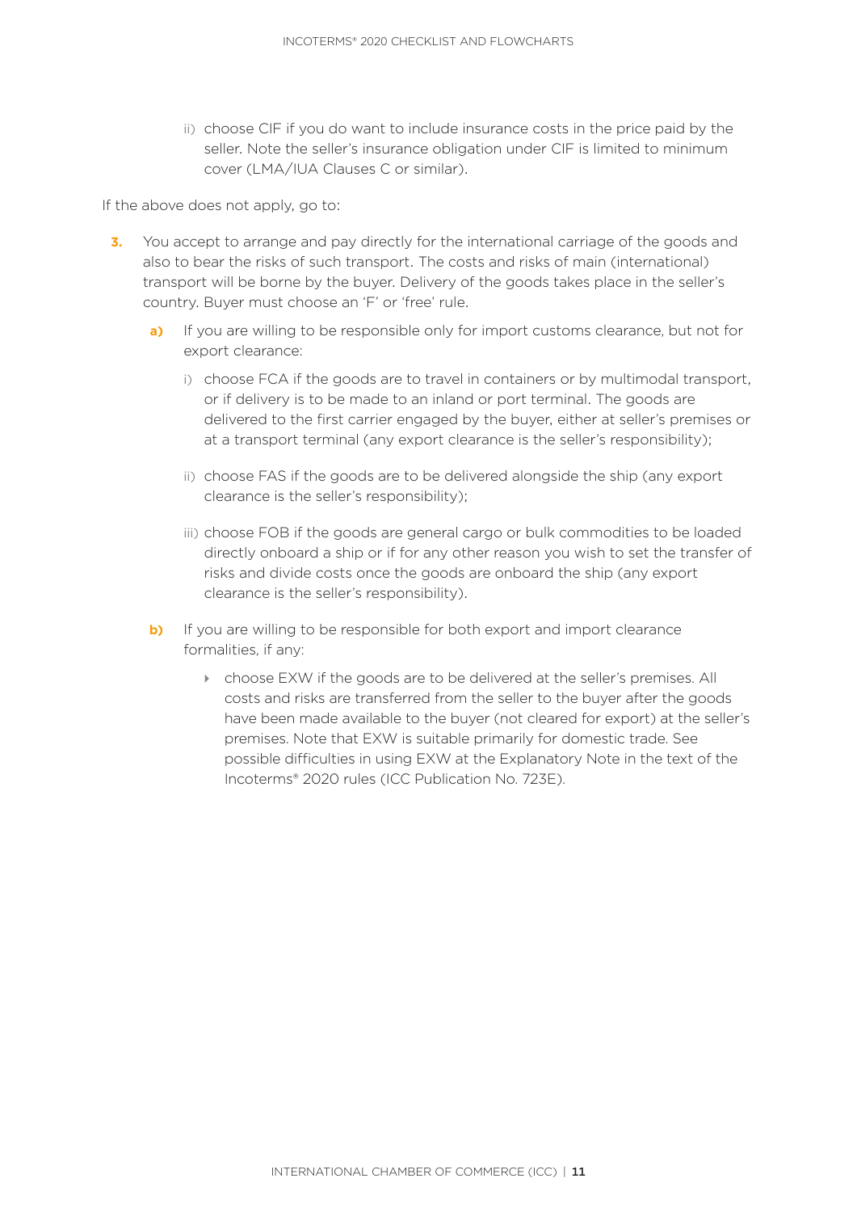ii) choose CIF if you do want to include insurance costs in the price paid by the seller. Note the seller's insurance obligation under CIF is limited to minimum cover (LMA/IUA Clauses C or similar).

If the above does not apply, go to:

**3.** You accept to arrange and pay directly for the international carriage of the goods and also to bear the risks of such transport. The costs and risks of main (international) transport will be borne by the buyer. Delivery of the goods takes place in the seller's country. Buyer must choose an 'F' or 'free' rule.

**a)** If you are willing to be responsible only for import customs clearance, but not for export clearance:

i) choose FCA if the goods are to travel in containers or by multimodal transport, or if delivery is to be made to an inland or port terminal. The goods are delivered to the first carrier engaged by the buyer, either at seller's premises or at a transport terminal (any export clearance is the seller's responsibility);

ii) choose FAS if the goods are to be delivered alongside the ship (any export clearance is the seller's responsibility);

iii) choose FOB if the goods are general cargo or bulk commodities to be loaded directly onboard a ship or if for any other reason you wish to set the transfer of risks and divide costs once the goods are onboard the ship (any export clearance is the seller's responsibility).

**b)** If you are willing to be responsible for both export and import clearance formalities, if any:

- choose EXW if the goods are to be delivered at the seller's premises. All costs and risks are transferred from the seller to the buyer after the goods have been made available to the buyer (not cleared for export) at the seller's premises. Note that EXW is suitable primarily for domestic trade. See possible difficulties in using EXW at the Explanatory Note in the text of the Incoterms® 2020 rules (ICC Publication No. 723E).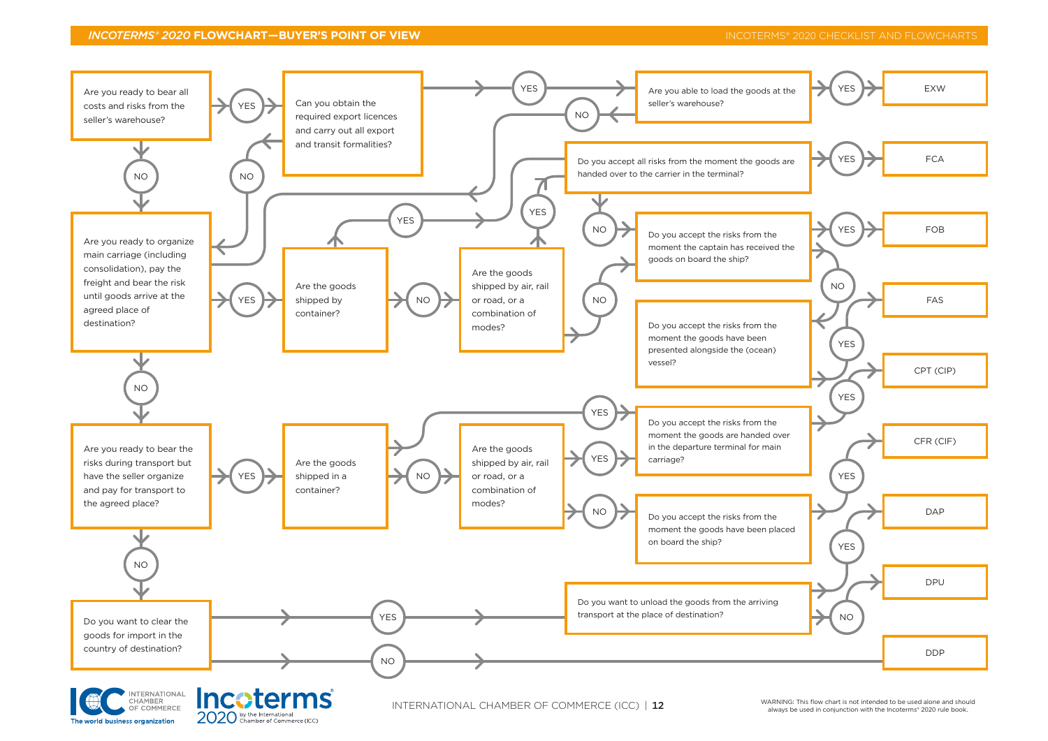# *INCOTERMS® 2020* FLOWCHART—BUYER'S POINT OF VIEW

Are you ready to bear all costs and risks from the seller's warehouse?

YES

NO

Can you obtain the required export licences and carry out all export and transit formalities?

YES

NO

Are you able to load the goods at the seller's warehouse?

YES

NO

EXW

Are you ready to organize main carriage (including consolidation), pay the freight and bear the risk until goods arrive at the agreed place of destination?

YES

NO

Do you accept all risks from the moment the goods are handed over to the carrier in the terminal?

YES

NO

FCA

Are the goods shipped by container?

YES

NO

Are the goods shipped by air, rail or road, or a combination of modes?

YES

NO

Do you accept the risks from the moment the captain has received the goods on board the ship?

YES

NO

FOB

Do you accept the risks from the moment the goods have been presented alongside the (ocean) vessel?

YES

FAS

CPT (CIP)

Are you ready to bear the risks during transport but have the seller organize and pay for transport to the agreed place?

YES

NO

Are the goods shipped in a container?

YES

NO

Are the goods shipped by air, rail or road, or a combination of modes?

YES

NO

Do you accept the risks from the moment the goods are handed over in the departure terminal for main carriage?

YES

CFR (CIF)

Do you accept the risks from the moment the goods have been placed on board the ship?

YES

DAP

Do you want to clear the goods for import in the country of destination?

YES

NO

Do you want to unload the goods from the arriving transport at the place of destination?

YES

NO

DPU

DDP

WARNING: This flow chart is not intended to be used alone and should always be used in conjunction with the Incoterms® 2020 rule book.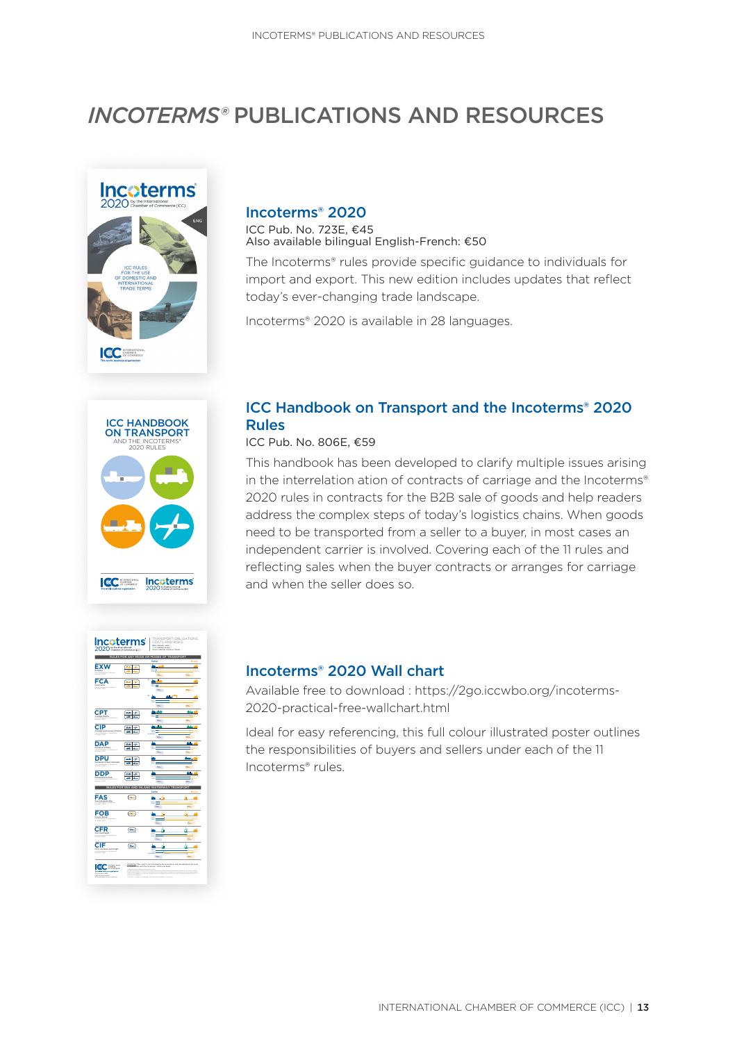# *INCOTERMS®* PUBLICATIONS AND RESOURCES

## Incoterms® 2020

ICC Pub. No. 723E, €45
Also available bilingual English-French: €50

The Incoterms® rules provide specific guidance to individuals for import and export. This new edition includes updates that reflect today's ever-changing trade landscape.

Incoterms® 2020 is available in 28 languages.

## ICC Handbook on Transport and the Incoterms® 2020 Rules

ICC Pub. No. 806E, €59

This handbook has been developed to clarify multiple issues arising in the interrelation ation of contracts of carriage and the Incoterms® 2020 rules in contracts for the B2B sale of goods and help readers address the complex steps of today's logistics chains. When goods need to be transported from a seller to a buyer, in most cases an independent carrier is involved. Covering each of the 11 rules and reflecting sales when the buyer contracts or arranges for carriage and when the seller does so.

## Incoterms® 2020 Wall chart

Available free to download : https://2go.iccwbo.org/incoterms-2020-practical-free-wallchart.html

Ideal for easy referencing, this full colour illustrated poster outlines the responsibilities of buyers and sellers under each of the 11 Incoterms® rules.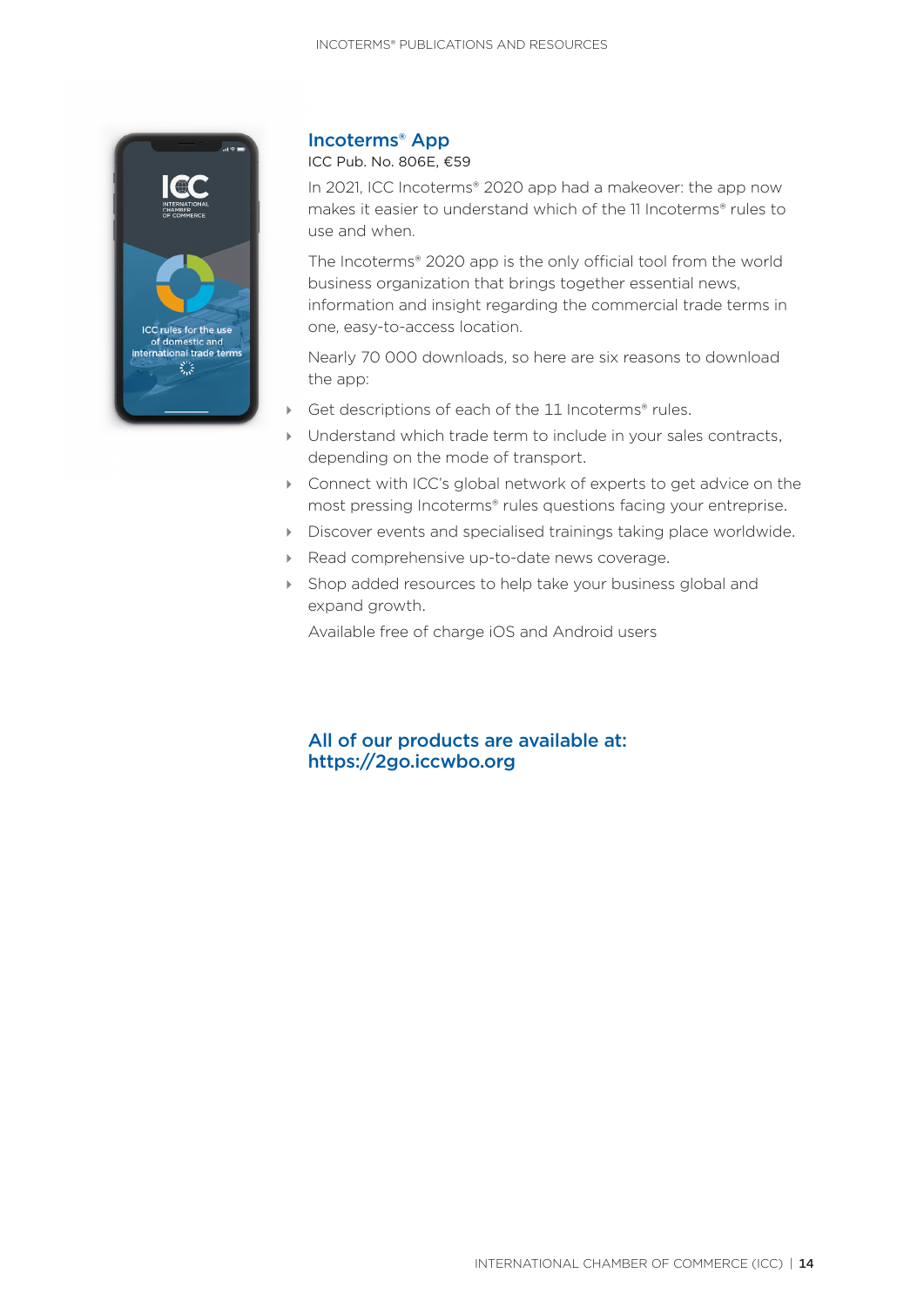## Incoterms® App

ICC Pub. No. 806E, €59

In 2021, ICC Incoterms® 2020 app had a makeover: the app now makes it easier to understand which of the 11 Incoterms® rules to use and when.

The Incoterms® 2020 app is the only official tool from the world business organization that brings together essential news, information and insight regarding the commercial trade terms in one, easy-to-access location.

Nearly 70 000 downloads, so here are six reasons to download the app:

- Get descriptions of each of the 11 Incoterms® rules.
- Understand which trade term to include in your sales contracts, depending on the mode of transport.
- Connect with ICC's global network of experts to get advice on the most pressing Incoterms® rules questions facing your entreprise.
- Discover events and specialised trainings taking place worldwide.
- Read comprehensive up-to-date news coverage.
- Shop added resources to help take your business global and expand growth.

Available free of charge iOS and Android users

### All of our products are available at: https://2go.iccwbo.org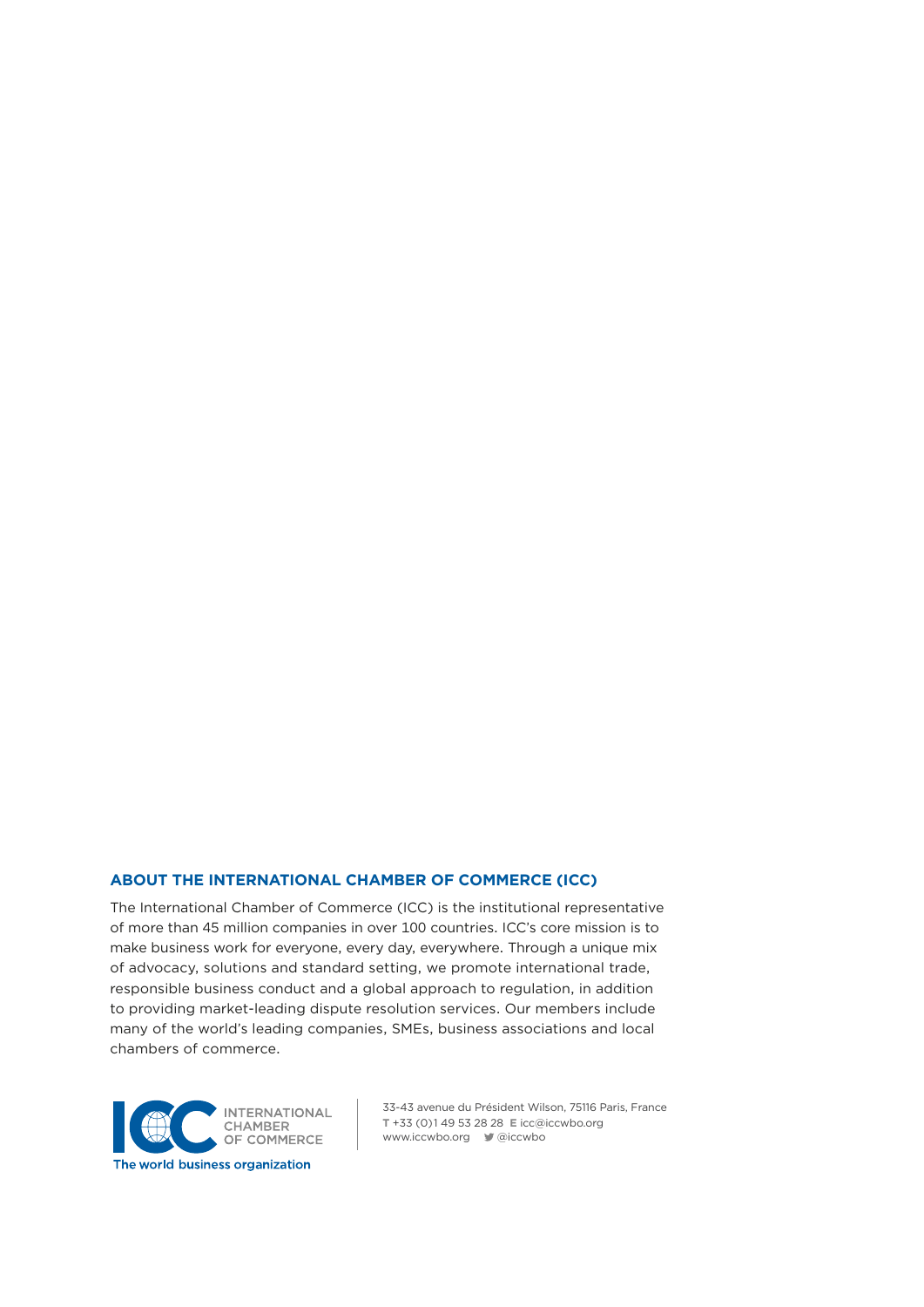## ABOUT THE INTERNATIONAL CHAMBER OF COMMERCE (ICC)

The International Chamber of Commerce (ICC) is the institutional representative of more than 45 million companies in over 100 countries. ICC's core mission is to make business work for everyone, every day, everywhere. Through a unique mix of advocacy, solutions and standard setting, we promote international trade, responsible business conduct and a global approach to regulation, in addition to providing market-leading dispute resolution services. Our members include many of the world's leading companies, SMEs, business associations and local chambers of commerce.

INTERNATIONAL CHAMBER OF COMMERCE

The world business organization

33-43 avenue du Président Wilson, 75116 Paris, France
**T** +33 (0)1 49 53 28 28 **E** icc@iccwbo.org
www.iccwbo.org @iccwbo